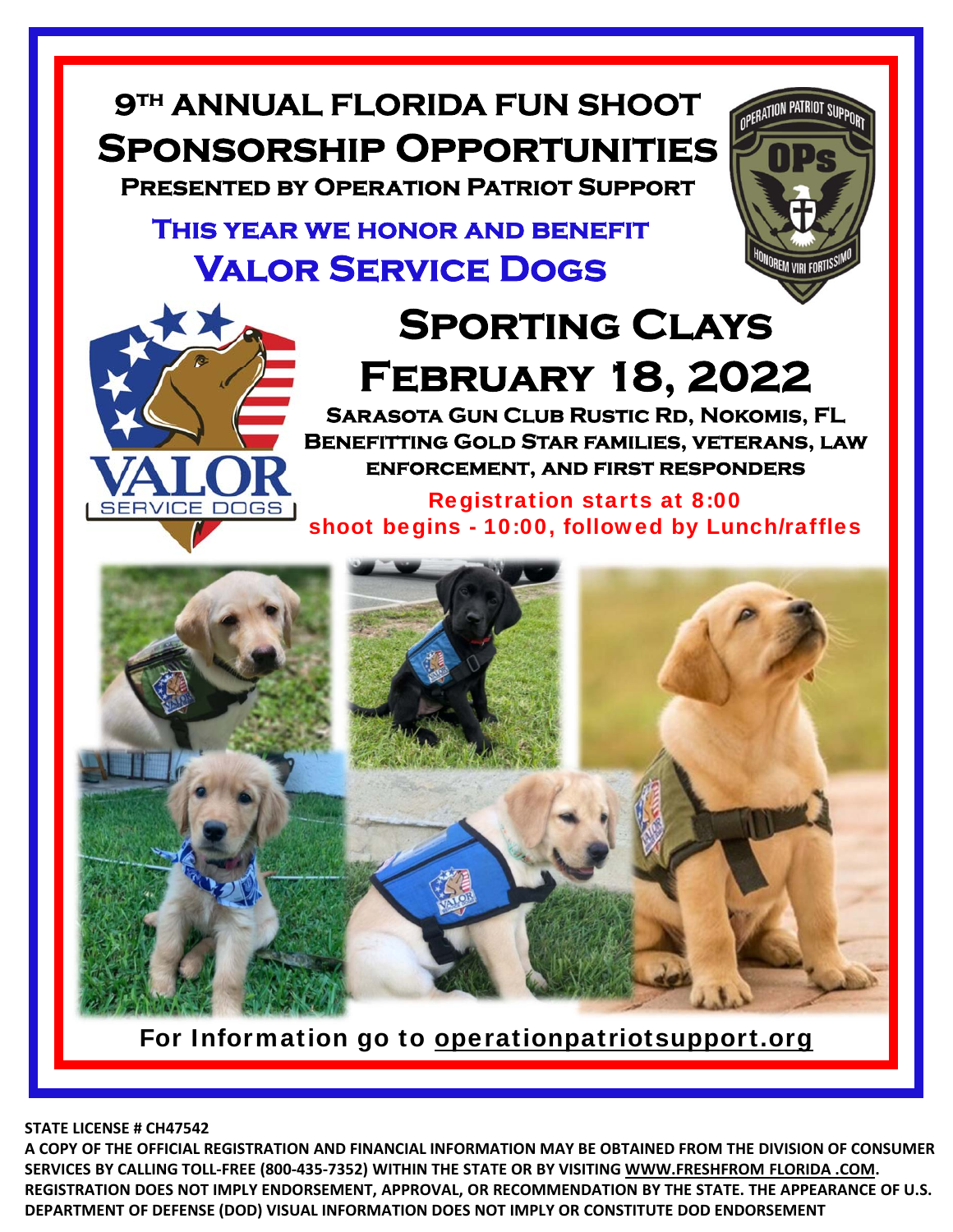# 9TH ANNUAL FLORIDA FUN SHOOT

# SPONSORSHIP OPPORTUNITIES

**PRESENTED BY OPERATION PATRIOT SUPPORT**

## THIS YEAR WE HONOR AND BENEFIT

## VALOR SERVICE DOGS

# SPORTING CLAYS

# FEBRUARY 18, 2022

**SARASOTA GUN CLUB RUSTIC RD, NOKOMIS, FL**

**BENEFITTING GOLD STAR FAMILIES, VETERANS, LAW ENFORCEMENT, AND FIRST RESPONDERS**

**Registration starts at 8:00**

**shoot begins - 10:00, followed by Lunch/raffles**

For Information go to operationpatriotsupport.org

**STATE LICENSE # CH47542**

**A COPY OF THE OFFICIAL REGISTRATION AND FINANCIAL INFORMATION MAY BE OBTAINED FROM THE DIVISION OF CONSUMER SERVICES BY CALLING TOLL-FREE (800-435-7352) WITHIN THE STATE OR BY VISITING WWW.FRESHFROM FLORIDA .COM. REGISTRATION DOES NOT IMPLY ENDORSEMENT, APPROVAL, OR RECOMMENDATION BY THE STATE. THE APPEARANCE OF U.S. DEPARTMENT OF DEFENSE (DOD) VISUAL INFORMATION DOES NOT IMPLY OR CONSTITUTE DOD ENDORSEMENT**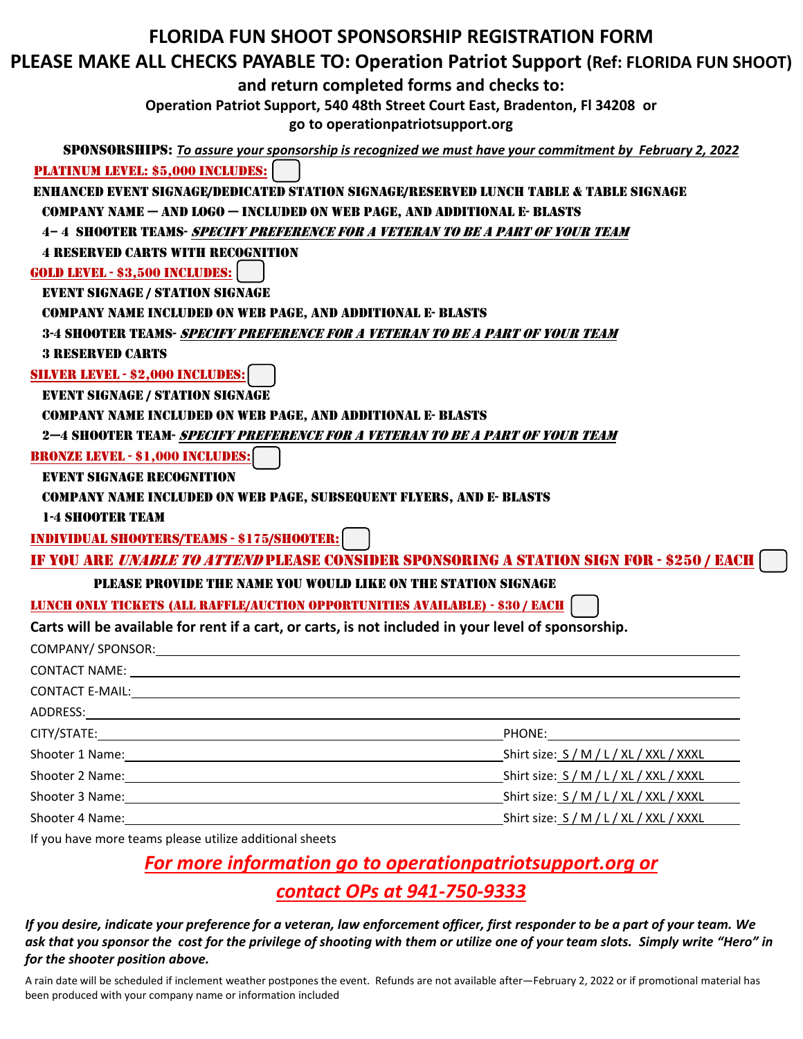# FLORIDA FUN SHOOT SPONSORSHIP REGISTRATION FORM

## PLEASE MAKE ALL CHECKS PAYABLE TO: Operation Patriot Support (Ref: FLORIDA FUN SHOOT)

**and return completed forms and checks to:**

**Operation Patriot Support, 540 48th Street Court East, Bradenton, Fl 34208 or**

**go to operationpatriotsupport.org**

**SPONSORSHIPS:** ***To assure your sponsorship is recognized we must have your commitment by February 2, 2022***

**PLATINUM LEVEL: $5,000 INCLUDES:** ☐

ENHANCED EVENT SIGNAGE/DEDICATED STATION SIGNAGE/RESERVED LUNCH TABLE & TABLE SIGNAGE

COMPANY NAME — AND LOGO — INCLUDED ON WEB PAGE, AND ADDITIONAL E- BLASTS

4– 4 SHOOTER TEAMS- ***SPECIFY PREFERENCE FOR A VETERAN TO BE A PART OF YOUR TEAM***

4 RESERVED CARTS WITH RECOGNITION

**GOLD LEVEL - $3,500 INCLUDES:** ☐

EVENT SIGNAGE / STATION SIGNAGE

COMPANY NAME INCLUDED ON WEB PAGE, AND ADDITIONAL E- BLASTS

3-4 SHOOTER TEAMS- ***SPECIFY PREFERENCE FOR A VETERAN TO BE A PART OF YOUR TEAM***

3 RESERVED CARTS

**SILVER LEVEL - $2,000 INCLUDES:** ☐

EVENT SIGNAGE / STATION SIGNAGE

COMPANY NAME INCLUDED ON WEB PAGE, AND ADDITIONAL E- BLASTS

2—4 SHOOTER TEAM- ***SPECIFY PREFERENCE FOR A VETERAN TO BE A PART OF YOUR TEAM***

**BRONZE LEVEL - $1,000 INCLUDES:** ☐

EVENT SIGNAGE RECOGNITION

COMPANY NAME INCLUDED ON WEB PAGE, SUBSEQUENT FLYERS, AND E- BLASTS

1-4 SHOOTER TEAM

**INDIVIDUAL SHOOTERS/TEAMS - $175/SHOOTER:** ☐

**IF YOU ARE *UNABLE TO ATTEND* PLEASE CONSIDER SPONSORING A STATION SIGN FOR - $250 / EACH** ☐

PLEASE PROVIDE THE NAME YOU WOULD LIKE ON THE STATION SIGNAGE

**LUNCH ONLY TICKETS (ALL RAFFLE/AUCTION OPPORTUNITIES AVAILABLE) - $30 / EACH** ☐

**Carts will be available for rent if a cart, or carts, is not included in your level of sponsorship.**

COMPANY/ SPONSOR: ____________________

CONTACT NAME: ____________________

CONTACT E-MAIL: ____________________

ADDRESS: ____________________

CITY/STATE: ____________________ PHONE: ____________________

Shooter 1 Name: ____________________ Shirt size: S / M / L / XL / XXL / XXXL

Shooter 2 Name: ____________________ Shirt size: S / M / L / XL / XXL / XXXL

Shooter 3 Name: ____________________ Shirt size: S / M / L / XL / XXL / XXXL

Shooter 4 Name: ____________________ Shirt size: S / M / L / XL / XXL / XXXL

If you have more teams please utilize additional sheets

***For more information go to operationpatriotsupport.org or***

***contact OPs at 941-750-9333***

***If you desire, indicate your preference for a veteran, law enforcement officer, first responder to be a part of your team. We ask that you sponsor the cost for the privilege of shooting with them or utilize one of your team slots. Simply write "Hero" in for the shooter position above.***

A rain date will be scheduled if inclement weather postpones the event. Refunds are not available after—February 2, 2022 or if promotional material has been produced with your company name or information included